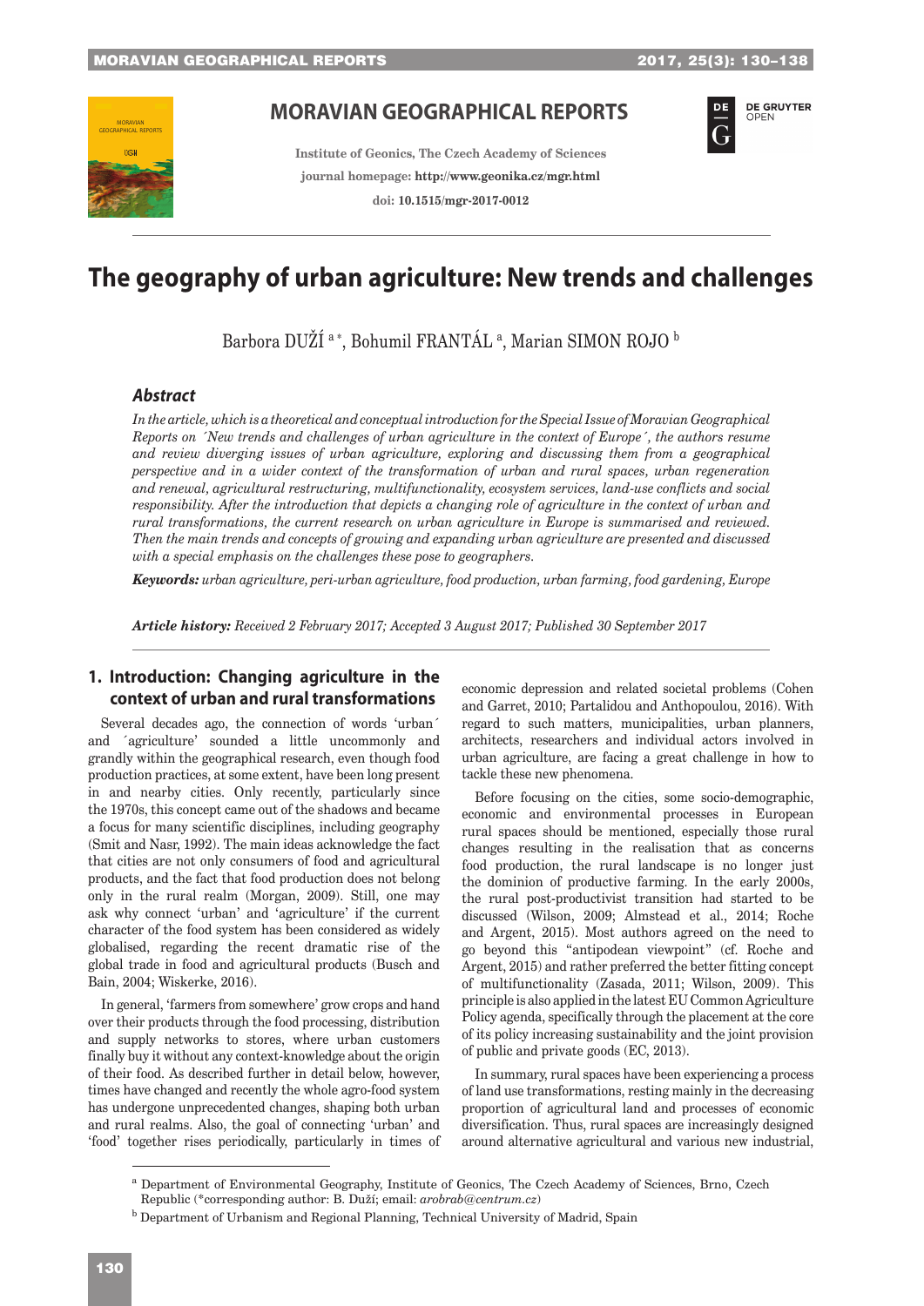# The geography of urban agriculture: New trends and challenges

Barbora DUŽÍ [a*], Bohumil FRANTÁL [a], Marian SIMON ROJO [b]

### *Abstract*

*In the article, which is a theoretical and conceptual introduction for the Special Issue of Moravian Geographical Reports on ´New trends and challenges of urban agriculture in the context of Europe´, the authors resume and review diverging issues of urban agriculture, exploring and discussing them from a geographical perspective and in a wider context of the transformation of urban and rural spaces, urban regeneration and renewal, agricultural restructuring, multifunctionality, ecosystem services, land-use conflicts and social responsibility. After the introduction that depicts a changing role of agriculture in the context of urban and rural transformations, the current research on urban agriculture in Europe is summarised and reviewed. Then the main trends and concepts of growing and expanding urban agriculture are presented and discussed with a special emphasis on the challenges these pose to geographers.*

***Keywords:*** *urban agriculture, peri-urban agriculture, food production, urban farming, food gardening, Europe*

***Article history:*** *Received 2 February 2017; Accepted 3 August 2017; Published 30 September 2017*

## 1. Introduction: Changing agriculture in the context of urban and rural transformations

Several decades ago, the connection of words 'urban´ and ´agriculture' sounded a little uncommonly and grandly within the geographical research, even though food production practices, at some extent, have been long present in and nearby cities. Only recently, particularly since the 1970s, this concept came out of the shadows and became a focus for many scientific disciplines, including geography (Smit and Nasr, 1992). The main ideas acknowledge the fact that cities are not only consumers of food and agricultural products, and the fact that food production does not belong only in the rural realm (Morgan, 2009). Still, one may ask why connect 'urban' and 'agriculture' if the current character of the food system has been considered as widely globalised, regarding the recent dramatic rise of the global trade in food and agricultural products (Busch and Bain, 2004; Wiskerke, 2016).

In general, 'farmers from somewhere' grow crops and hand over their products through the food processing, distribution and supply networks to stores, where urban customers finally buy it without any context-knowledge about the origin of their food. As described further in detail below, however, times have changed and recently the whole agro-food system has undergone unprecedented changes, shaping both urban and rural realms. Also, the goal of connecting 'urban' and 'food' together rises periodically, particularly in times of economic depression and related societal problems (Cohen and Garret, 2010; Partalidou and Anthopoulou, 2016). With regard to such matters, municipalities, urban planners, architects, researchers and individual actors involved in urban agriculture, are facing a great challenge in how to tackle these new phenomena.

Before focusing on the cities, some socio-demographic, economic and environmental processes in European rural spaces should be mentioned, especially those rural changes resulting in the realisation that as concerns food production, the rural landscape is no longer just the dominion of productive farming. In the early 2000s, the rural post-productivist transition had started to be discussed (Wilson, 2009; Almstead et al., 2014; Roche and Argent, 2015). Most authors agreed on the need to go beyond this "antipodean viewpoint" (cf. Roche and Argent, 2015) and rather preferred the better fitting concept of multifunctionality (Zasada, 2011; Wilson, 2009). This principle is also applied in the latest EU Common Agriculture Policy agenda, specifically through the placement at the core of its policy increasing sustainability and the joint provision of public and private goods (EC, 2013).

In summary, rural spaces have been experiencing a process of land use transformations, resting mainly in the decreasing proportion of agricultural land and processes of economic diversification. Thus, rural spaces are increasingly designed around alternative agricultural and various new industrial,

---

[a] Department of Environmental Geography, Institute of Geonics, The Czech Academy of Sciences, Brno, Czech Republic (*corresponding author: B. Duží; email: *arobrab@centrum.cz*)

[b] Department of Urbanism and Regional Planning, Technical University of Madrid, Spain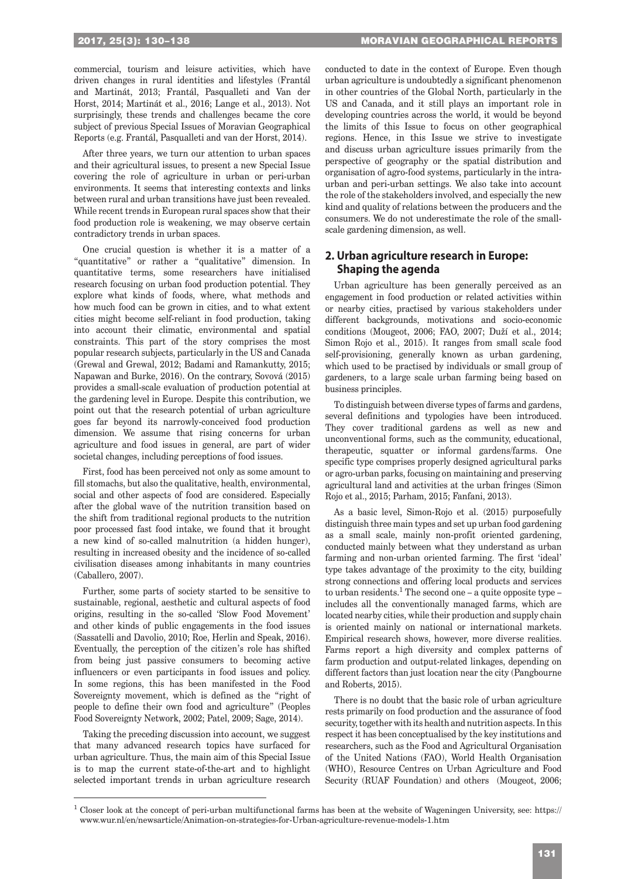commercial, tourism and leisure activities, which have driven changes in rural identities and lifestyles (Frantál and Martinát, 2013; Frantál, Pasqualleti and Van der Horst, 2014; Martinát et al., 2016; Lange et al., 2013). Not surprisingly, these trends and challenges became the core subject of previous Special Issues of Moravian Geographical Reports (e.g. Frantál, Pasqualleti and van der Horst, 2014).

After three years, we turn our attention to urban spaces and their agricultural issues, to present a new Special Issue covering the role of agriculture in urban or peri-urban environments. It seems that interesting contexts and links between rural and urban transitions have just been revealed. While recent trends in European rural spaces show that their food production role is weakening, we may observe certain contradictory trends in urban spaces.

One crucial question is whether it is a matter of a "quantitative" or rather a "qualitative" dimension. In quantitative terms, some researchers have initialised research focusing on urban food production potential. They explore what kinds of foods, where, what methods and how much food can be grown in cities, and to what extent cities might become self-reliant in food production, taking into account their climatic, environmental and spatial constraints. This part of the story comprises the most popular research subjects, particularly in the US and Canada (Grewal and Grewal, 2012; Badami and Ramankutty, 2015; Napawan and Burke, 2016). On the contrary, Sovová (2015) provides a small-scale evaluation of production potential at the gardening level in Europe. Despite this contribution, we point out that the research potential of urban agriculture goes far beyond its narrowly-conceived food production dimension. We assume that rising concerns for urban agriculture and food issues in general, are part of wider societal changes, including perceptions of food issues.

First, food has been perceived not only as some amount to fill stomachs, but also the qualitative, health, environmental, social and other aspects of food are considered. Especially after the global wave of the nutrition transition based on the shift from traditional regional products to the nutrition poor processed fast food intake, we found that it brought a new kind of so-called malnutrition (a hidden hunger), resulting in increased obesity and the incidence of so-called civilisation diseases among inhabitants in many countries (Caballero, 2007).

Further, some parts of society started to be sensitive to sustainable, regional, aesthetic and cultural aspects of food origins, resulting in the so-called 'Slow Food Movement' and other kinds of public engagements in the food issues (Sassatelli and Davolio, 2010; Roe, Herlin and Speak, 2016). Eventually, the perception of the citizen's role has shifted from being just passive consumers to becoming active influencers or even participants in food issues and policy. In some regions, this has been manifested in the Food Sovereignty movement, which is defined as the "right of people to define their own food and agriculture" (Peoples Food Sovereignty Network, 2002; Patel, 2009; Sage, 2014).

Taking the preceding discussion into account, we suggest that many advanced research topics have surfaced for urban agriculture. Thus, the main aim of this Special Issue is to map the current state-of-the-art and to highlight selected important trends in urban agriculture research conducted to date in the context of Europe. Even though urban agriculture is undoubtedly a significant phenomenon in other countries of the Global North, particularly in the US and Canada, and it still plays an important role in developing countries across the world, it would be beyond the limits of this Issue to focus on other geographical regions. Hence, in this Issue we strive to investigate and discuss urban agriculture issues primarily from the perspective of geography or the spatial distribution and organisation of agro-food systems, particularly in the intra-urban and peri-urban settings. We also take into account the role of the stakeholders involved, and especially the new kind and quality of relations between the producers and the consumers. We do not underestimate the role of the small-scale gardening dimension, as well.

## 2. Urban agriculture research in Europe: Shaping the agenda

Urban agriculture has been generally perceived as an engagement in food production or related activities within or nearby cities, practised by various stakeholders under different backgrounds, motivations and socio-economic conditions (Mougeot, 2006; FAO, 2007; Duží et al., 2014; Simon Rojo et al., 2015). It ranges from small scale food self-provisioning, generally known as urban gardening, which used to be practised by individuals or small group of gardeners, to a large scale urban farming being based on business principles.

To distinguish between diverse types of farms and gardens, several definitions and typologies have been introduced. They cover traditional gardens as well as new and unconventional forms, such as the community, educational, therapeutic, squatter or informal gardens/farms. One specific type comprises properly designed agricultural parks or agro-urban parks, focusing on maintaining and preserving agricultural land and activities at the urban fringes (Simon Rojo et al., 2015; Parham, 2015; Fanfani, 2013).

As a basic level, Simon-Rojo et al. (2015) purposefully distinguish three main types and set up urban food gardening as a small scale, mainly non-profit oriented gardening, conducted mainly between what they understand as urban farming and non-urban oriented farming. The first 'ideal' type takes advantage of the proximity to the city, building strong connections and offering local products and services to urban residents.[1] The second one – a quite opposite type – includes all the conventionally managed farms, which are located nearby cities, while their production and supply chain is oriented mainly on national or international markets. Empirical research shows, however, more diverse realities. Farms report a high diversity and complex patterns of farm production and output-related linkages, depending on different factors than just location near the city (Pangbourne and Roberts, 2015).

There is no doubt that the basic role of urban agriculture rests primarily on food production and the assurance of food security, together with its health and nutrition aspects. In this respect it has been conceptualised by the key institutions and researchers, such as the Food and Agricultural Organisation of the United Nations (FAO), World Health Organisation (WHO), Resource Centres on Urban Agriculture and Food Security (RUAF Foundation) and others (Mougeot, 2006;

[1] Closer look at the concept of peri-urban multifunctional farms has been at the website of Wageningen University, see: https://www.wur.nl/en/newsarticle/Animation-on-strategies-for-Urban-agriculture-revenue-models-1.htm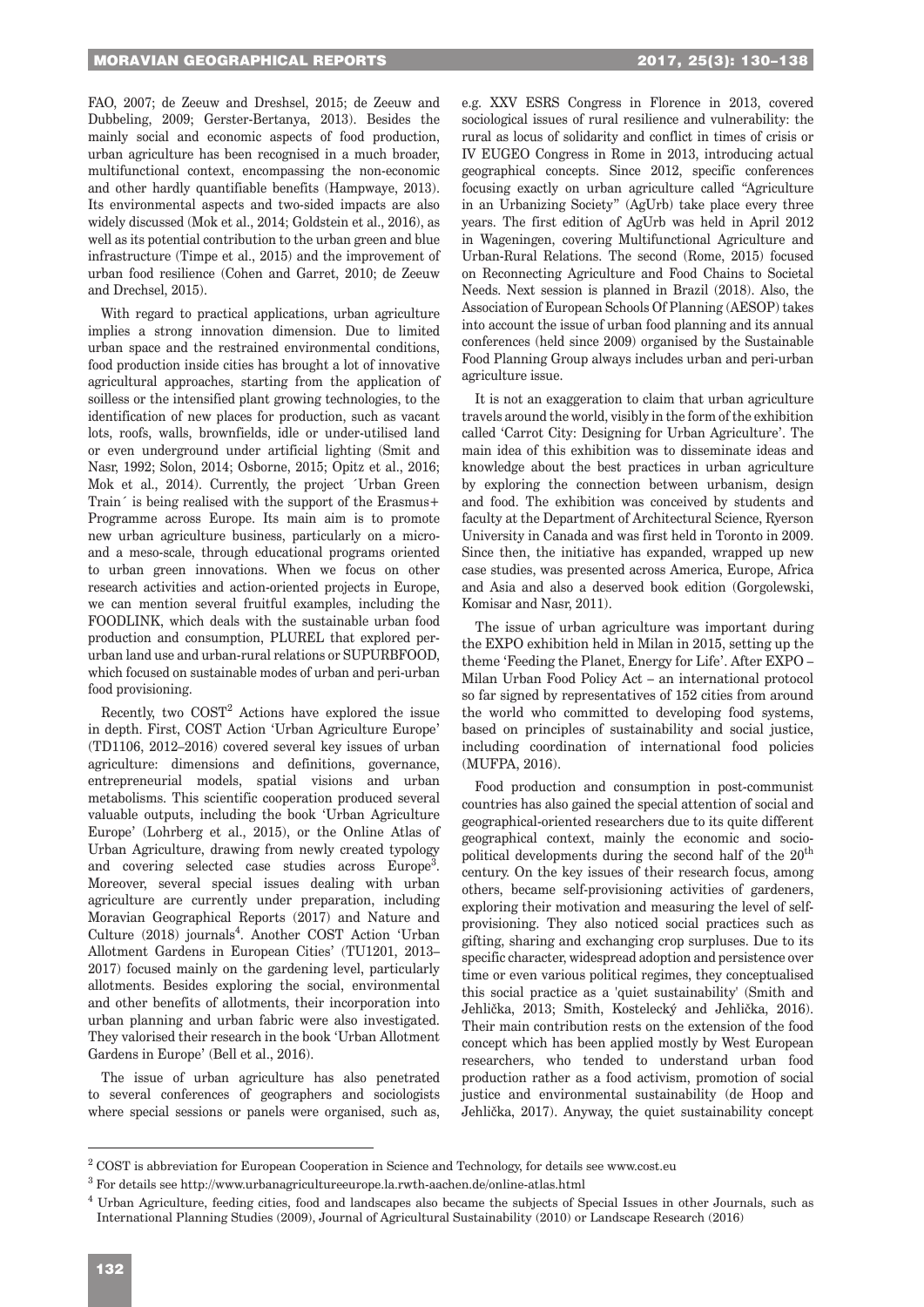FAO, 2007; de Zeeuw and Dreshsel, 2015; de Zeeuw and Dubbeling, 2009; Gerster-Bertanya, 2013). Besides the mainly social and economic aspects of food production, urban agriculture has been recognised in a much broader, multifunctional context, encompassing the non-economic and other hardly quantifiable benefits (Hampwaye, 2013). Its environmental aspects and two-sided impacts are also widely discussed (Mok et al., 2014; Goldstein et al., 2016), as well as its potential contribution to the urban green and blue infrastructure (Timpe et al., 2015) and the improvement of urban food resilience (Cohen and Garret, 2010; de Zeeuw and Drechsel, 2015).

With regard to practical applications, urban agriculture implies a strong innovation dimension. Due to limited urban space and the restrained environmental conditions, food production inside cities has brought a lot of innovative agricultural approaches, starting from the application of soilless or the intensified plant growing technologies, to the identification of new places for production, such as vacant lots, roofs, walls, brownfields, idle or under-utilised land or even underground under artificial lighting (Smit and Nasr, 1992; Solon, 2014; Osborne, 2015; Opitz et al., 2016; Mok et al., 2014). Currently, the project ´Urban Green Train´ is being realised with the support of the Erasmus+ Programme across Europe. Its main aim is to promote new urban agriculture business, particularly on a micro- and a meso-scale, through educational programs oriented to urban green innovations. When we focus on other research activities and action-oriented projects in Europe, we can mention several fruitful examples, including the FOODLINK, which deals with the sustainable urban food production and consumption, PLUREL that explored per-urban land use and urban-rural relations or SUPURBFOOD, which focused on sustainable modes of urban and peri-urban food provisioning.

Recently, two COST[2] Actions have explored the issue in depth. First, COST Action 'Urban Agriculture Europe' (TD1106, 2012–2016) covered several key issues of urban agriculture: dimensions and definitions, governance, entrepreneurial models, spatial visions and urban metabolisms. This scientific cooperation produced several valuable outputs, including the book 'Urban Agriculture Europe' (Lohrberg et al., 2015), or the Online Atlas of Urban Agriculture, drawing from newly created typology and covering selected case studies across Europe[3]. Moreover, several special issues dealing with urban agriculture are currently under preparation, including Moravian Geographical Reports (2017) and Nature and Culture (2018) journals[4]. Another COST Action 'Urban Allotment Gardens in European Cities' (TU1201, 2013–2017) focused mainly on the gardening level, particularly allotments. Besides exploring the social, environmental and other benefits of allotments, their incorporation into urban planning and urban fabric were also investigated. They valorised their research in the book 'Urban Allotment Gardens in Europe' (Bell et al., 2016).

The issue of urban agriculture has also penetrated to several conferences of geographers and sociologists where special sessions or panels were organised, such as, e.g. XXV ESRS Congress in Florence in 2013, covered sociological issues of rural resilience and vulnerability: the rural as locus of solidarity and conflict in times of crisis or IV EUGEO Congress in Rome in 2013, introducing actual geographical concepts. Since 2012, specific conferences focusing exactly on urban agriculture called "Agriculture in an Urbanizing Society" (AgUrb) take place every three years. The first edition of AgUrb was held in April 2012 in Wageningen, covering Multifunctional Agriculture and Urban-Rural Relations. The second (Rome, 2015) focused on Reconnecting Agriculture and Food Chains to Societal Needs. Next session is planned in Brazil (2018). Also, the Association of European Schools Of Planning (AESOP) takes into account the issue of urban food planning and its annual conferences (held since 2009) organised by the Sustainable Food Planning Group always includes urban and peri-urban agriculture issue.

It is not an exaggeration to claim that urban agriculture travels around the world, visibly in the form of the exhibition called 'Carrot City: Designing for Urban Agriculture'. The main idea of this exhibition was to disseminate ideas and knowledge about the best practices in urban agriculture by exploring the connection between urbanism, design and food. The exhibition was conceived by students and faculty at the Department of Architectural Science, Ryerson University in Canada and was first held in Toronto in 2009. Since then, the initiative has expanded, wrapped up new case studies, was presented across America, Europe, Africa and Asia and also a deserved book edition (Gorgolewski, Komisar and Nasr, 2011).

The issue of urban agriculture was important during the EXPO exhibition held in Milan in 2015, setting up the theme 'Feeding the Planet, Energy for Life'. After EXPO – Milan Urban Food Policy Act – an international protocol so far signed by representatives of 152 cities from around the world who committed to developing food systems, based on principles of sustainability and social justice, including coordination of international food policies (MUFPA, 2016).

Food production and consumption in post-communist countries has also gained the special attention of social and geographical-oriented researchers due to its quite different geographical context, mainly the economic and socio-political developments during the second half of the 20[th] century. On the key issues of their research focus, among others, became self-provisioning activities of gardeners, exploring their motivation and measuring the level of self-provisioning. They also noticed social practices such as gifting, sharing and exchanging crop surpluses. Due to its specific character, widespread adoption and persistence over time or even various political regimes, they conceptualised this social practice as a 'quiet sustainability' (Smith and Jehlička, 2013; Smith, Kostelecký and Jehlička, 2016). Their main contribution rests on the extension of the food concept which has been applied mostly by West European researchers, who tended to understand urban food production rather as a food activism, promotion of social justice and environmental sustainability (de Hoop and Jehlička, 2017). Anyway, the quiet sustainability concept

---

[2] COST is abbreviation for European Cooperation in Science and Technology, for details see www.cost.eu

[3] For details see http://www.urbanagricultureeurope.la.rwth-aachen.de/online-atlas.html

[4] Urban Agriculture, feeding cities, food and landscapes also became the subjects of Special Issues in other Journals, such as International Planning Studies (2009), Journal of Agricultural Sustainability (2010) or Landscape Research (2016)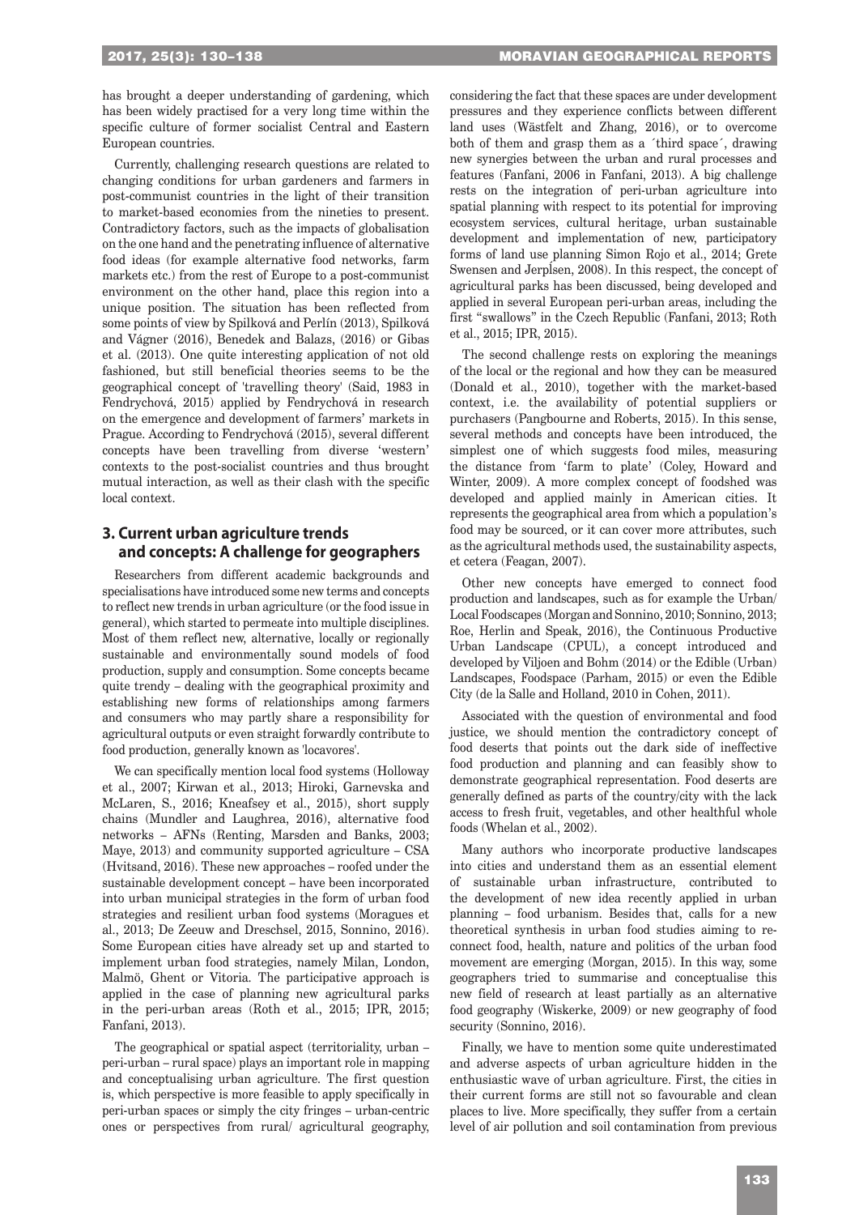has brought a deeper understanding of gardening, which has been widely practised for a very long time within the specific culture of former socialist Central and Eastern European countries.

Currently, challenging research questions are related to changing conditions for urban gardeners and farmers in post-communist countries in the light of their transition to market-based economies from the nineties to present. Contradictory factors, such as the impacts of globalisation on the one hand and the penetrating influence of alternative food ideas (for example alternative food networks, farm markets etc.) from the rest of Europe to a post-communist environment on the other hand, place this region into a unique position. The situation has been reflected from some points of view by Spilková and Perlín (2013), Spilková and Vágner (2016), Benedek and Balazs, (2016) or Gibas et al. (2013). One quite interesting application of not old fashioned, but still beneficial theories seems to be the geographical concept of 'travelling theory' (Said, 1983 in Fendrychová, 2015) applied by Fendrychová in research on the emergence and development of farmers' markets in Prague. According to Fendrychová (2015), several different concepts have been travelling from diverse 'western' contexts to the post-socialist countries and thus brought mutual interaction, as well as their clash with the specific local context.

## 3. Current urban agriculture trends and concepts: A challenge for geographers

Researchers from different academic backgrounds and specialisations have introduced some new terms and concepts to reflect new trends in urban agriculture (or the food issue in general), which started to permeate into multiple disciplines. Most of them reflect new, alternative, locally or regionally sustainable and environmentally sound models of food production, supply and consumption. Some concepts became quite trendy – dealing with the geographical proximity and establishing new forms of relationships among farmers and consumers who may partly share a responsibility for agricultural outputs or even straight forwardly contribute to food production, generally known as 'locavores'.

We can specifically mention local food systems (Holloway et al., 2007; Kirwan et al., 2013; Hiroki, Garnevska and McLaren, S., 2016; Kneafsey et al., 2015), short supply chains (Mundler and Laughrea, 2016), alternative food networks – AFNs (Renting, Marsden and Banks, 2003; Maye, 2013) and community supported agriculture – CSA (Hvitsand, 2016). These new approaches – roofed under the sustainable development concept – have been incorporated into urban municipal strategies in the form of urban food strategies and resilient urban food systems (Moragues et al., 2013; De Zeeuw and Dreschsel, 2015, Sonnino, 2016). Some European cities have already set up and started to implement urban food strategies, namely Milan, London, Malmö, Ghent or Vitoria. The participative approach is applied in the case of planning new agricultural parks in the peri-urban areas (Roth et al., 2015; IPR, 2015; Fanfani, 2013).

The geographical or spatial aspect (territoriality, urban – peri-urban – rural space) plays an important role in mapping and conceptualising urban agriculture. The first question is, which perspective is more feasible to apply specifically in peri-urban spaces or simply the city fringes – urban-centric ones or perspectives from rural/ agricultural geography, considering the fact that these spaces are under development pressures and they experience conflicts between different land uses (Wästfelt and Zhang, 2016), or to overcome both of them and grasp them as a ´third space´, drawing new synergies between the urban and rural processes and features (Fanfani, 2006 in Fanfani, 2013). A big challenge rests on the integration of peri-urban agriculture into spatial planning with respect to its potential for improving ecosystem services, cultural heritage, urban sustainable development and implementation of new, participatory forms of land use planning Simon Rojo et al., 2014; Grete Swensen and Jerplsen, 2008). In this respect, the concept of agricultural parks has been discussed, being developed and applied in several European peri-urban areas, including the first "swallows" in the Czech Republic (Fanfani, 2013; Roth et al., 2015; IPR, 2015).

The second challenge rests on exploring the meanings of the local or the regional and how they can be measured (Donald et al., 2010), together with the market-based context, i.e. the availability of potential suppliers or purchasers (Pangbourne and Roberts, 2015). In this sense, several methods and concepts have been introduced, the simplest one of which suggests food miles, measuring the distance from 'farm to plate' (Coley, Howard and Winter, 2009). A more complex concept of foodshed was developed and applied mainly in American cities. It represents the geographical area from which a population's food may be sourced, or it can cover more attributes, such as the agricultural methods used, the sustainability aspects, et cetera (Feagan, 2007).

Other new concepts have emerged to connect food production and landscapes, such as for example the Urban/ Local Foodscapes (Morgan and Sonnino, 2010; Sonnino, 2013; Roe, Herlin and Speak, 2016), the Continuous Productive Urban Landscape (CPUL), a concept introduced and developed by Viljoen and Bohm (2014) or the Edible (Urban) Landscapes, Foodspace (Parham, 2015) or even the Edible City (de la Salle and Holland, 2010 in Cohen, 2011).

Associated with the question of environmental and food justice, we should mention the contradictory concept of food deserts that points out the dark side of ineffective food production and planning and can feasibly show to demonstrate geographical representation. Food deserts are generally defined as parts of the country/city with the lack access to fresh fruit, vegetables, and other healthful whole foods (Whelan et al., 2002).

Many authors who incorporate productive landscapes into cities and understand them as an essential element of sustainable urban infrastructure, contributed to the development of new idea recently applied in urban planning – food urbanism. Besides that, calls for a new theoretical synthesis in urban food studies aiming to re-connect food, health, nature and politics of the urban food movement are emerging (Morgan, 2015). In this way, some geographers tried to summarise and conceptualise this new field of research at least partially as an alternative food geography (Wiskerke, 2009) or new geography of food security (Sonnino, 2016).

Finally, we have to mention some quite underestimated and adverse aspects of urban agriculture hidden in the enthusiastic wave of urban agriculture. First, the cities in their current forms are still not so favourable and clean places to live. More specifically, they suffer from a certain level of air pollution and soil contamination from previous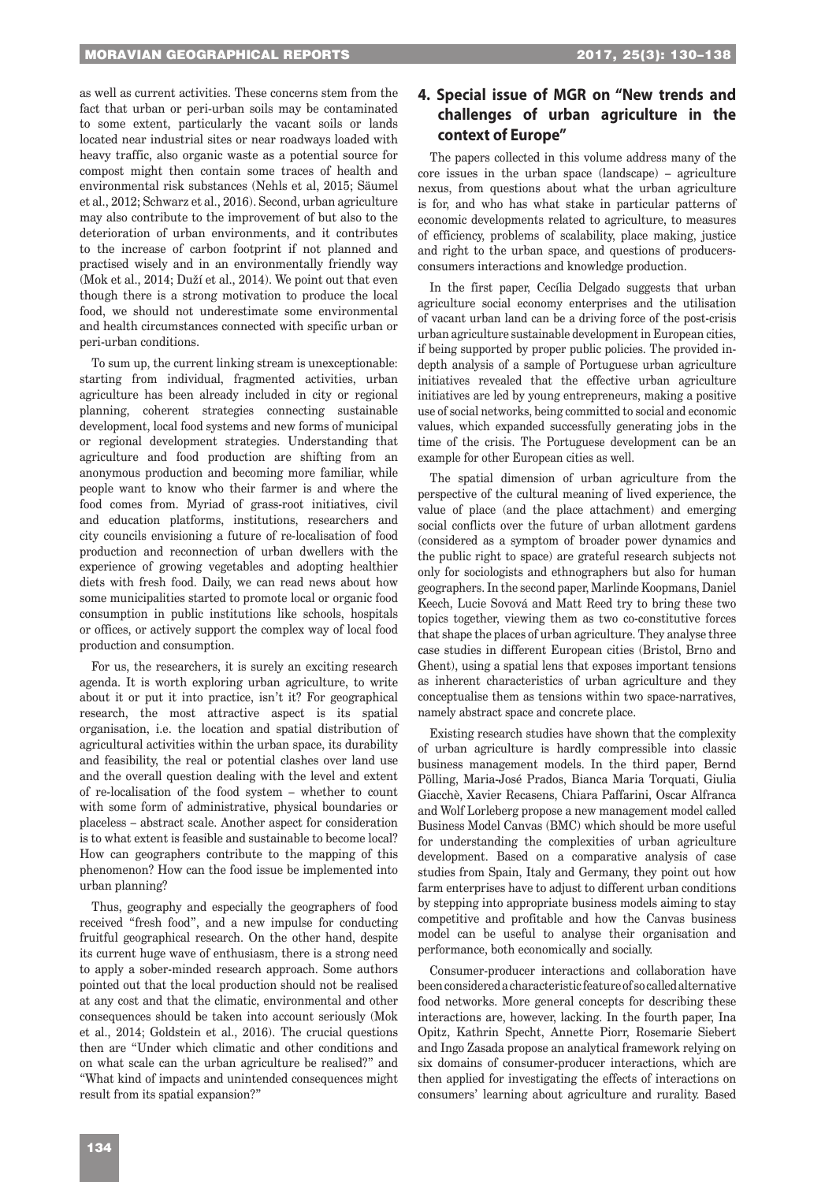as well as current activities. These concerns stem from the fact that urban or peri-urban soils may be contaminated to some extent, particularly the vacant soils or lands located near industrial sites or near roadways loaded with heavy traffic, also organic waste as a potential source for compost might then contain some traces of health and environmental risk substances (Nehls et al, 2015; Säumel et al., 2012; Schwarz et al., 2016). Second, urban agriculture may also contribute to the improvement of but also to the deterioration of urban environments, and it contributes to the increase of carbon footprint if not planned and practised wisely and in an environmentally friendly way (Mok et al., 2014; Duží et al., 2014). We point out that even though there is a strong motivation to produce the local food, we should not underestimate some environmental and health circumstances connected with specific urban or peri-urban conditions.

To sum up, the current linking stream is unexceptionable: starting from individual, fragmented activities, urban agriculture has been already included in city or regional planning, coherent strategies connecting sustainable development, local food systems and new forms of municipal or regional development strategies. Understanding that agriculture and food production are shifting from an anonymous production and becoming more familiar, while people want to know who their farmer is and where the food comes from. Myriad of grass-root initiatives, civil and education platforms, institutions, researchers and city councils envisioning a future of re-localisation of food production and reconnection of urban dwellers with the experience of growing vegetables and adopting healthier diets with fresh food. Daily, we can read news about how some municipalities started to promote local or organic food consumption in public institutions like schools, hospitals or offices, or actively support the complex way of local food production and consumption.

For us, the researchers, it is surely an exciting research agenda. It is worth exploring urban agriculture, to write about it or put it into practice, isn't it? For geographical research, the most attractive aspect is its spatial organisation, i.e. the location and spatial distribution of agricultural activities within the urban space, its durability and feasibility, the real or potential clashes over land use and the overall question dealing with the level and extent of re-localisation of the food system – whether to count with some form of administrative, physical boundaries or placeless – abstract scale. Another aspect for consideration is to what extent is feasible and sustainable to become local? How can geographers contribute to the mapping of this phenomenon? How can the food issue be implemented into urban planning?

Thus, geography and especially the geographers of food received "fresh food", and a new impulse for conducting fruitful geographical research. On the other hand, despite its current huge wave of enthusiasm, there is a strong need to apply a sober-minded research approach. Some authors pointed out that the local production should not be realised at any cost and that the climatic, environmental and other consequences should be taken into account seriously (Mok et al., 2014; Goldstein et al., 2016). The crucial questions then are "Under which climatic and other conditions and on what scale can the urban agriculture be realised?" and "What kind of impacts and unintended consequences might result from its spatial expansion?"

## 4. Special issue of MGR on "New trends and challenges of urban agriculture in the context of Europe"

The papers collected in this volume address many of the core issues in the urban space (landscape) – agriculture nexus, from questions about what the urban agriculture is for, and who has what stake in particular patterns of economic developments related to agriculture, to measures of efficiency, problems of scalability, place making, justice and right to the urban space, and questions of producers-consumers interactions and knowledge production.

In the first paper, Cecília Delgado suggests that urban agriculture social economy enterprises and the utilisation of vacant urban land can be a driving force of the post-crisis urban agriculture sustainable development in European cities, if being supported by proper public policies. The provided in-depth analysis of a sample of Portuguese urban agriculture initiatives revealed that the effective urban agriculture initiatives are led by young entrepreneurs, making a positive use of social networks, being committed to social and economic values, which expanded successfully generating jobs in the time of the crisis. The Portuguese development can be an example for other European cities as well.

The spatial dimension of urban agriculture from the perspective of the cultural meaning of lived experience, the value of place (and the place attachment) and emerging social conflicts over the future of urban allotment gardens (considered as a symptom of broader power dynamics and the public right to space) are grateful research subjects not only for sociologists and ethnographers but also for human geographers. In the second paper, Marlinde Koopmans, Daniel Keech, Lucie Sovová and Matt Reed try to bring these two topics together, viewing them as two co-constitutive forces that shape the places of urban agriculture. They analyse three case studies in different European cities (Bristol, Brno and Ghent), using a spatial lens that exposes important tensions as inherent characteristics of urban agriculture and they conceptualise them as tensions within two space-narratives, namely abstract space and concrete place.

Existing research studies have shown that the complexity of urban agriculture is hardly compressible into classic business management models. In the third paper, Bernd Pölling, Maria-José Prados, Bianca Maria Torquati, Giulia Giacchè, Xavier Recasens, Chiara Paffarini, Oscar Alfranca and Wolf Lorleberg propose a new management model called Business Model Canvas (BMC) which should be more useful for understanding the complexities of urban agriculture development. Based on a comparative analysis of case studies from Spain, Italy and Germany, they point out how farm enterprises have to adjust to different urban conditions by stepping into appropriate business models aiming to stay competitive and profitable and how the Canvas business model can be useful to analyse their organisation and performance, both economically and socially.

Consumer-producer interactions and collaboration have been considered a characteristic feature of so called alternative food networks. More general concepts for describing these interactions are, however, lacking. In the fourth paper, Ina Opitz, Kathrin Specht, Annette Piorr, Rosemarie Siebert and Ingo Zasada propose an analytical framework relying on six domains of consumer-producer interactions, which are then applied for investigating the effects of interactions on consumers' learning about agriculture and rurality. Based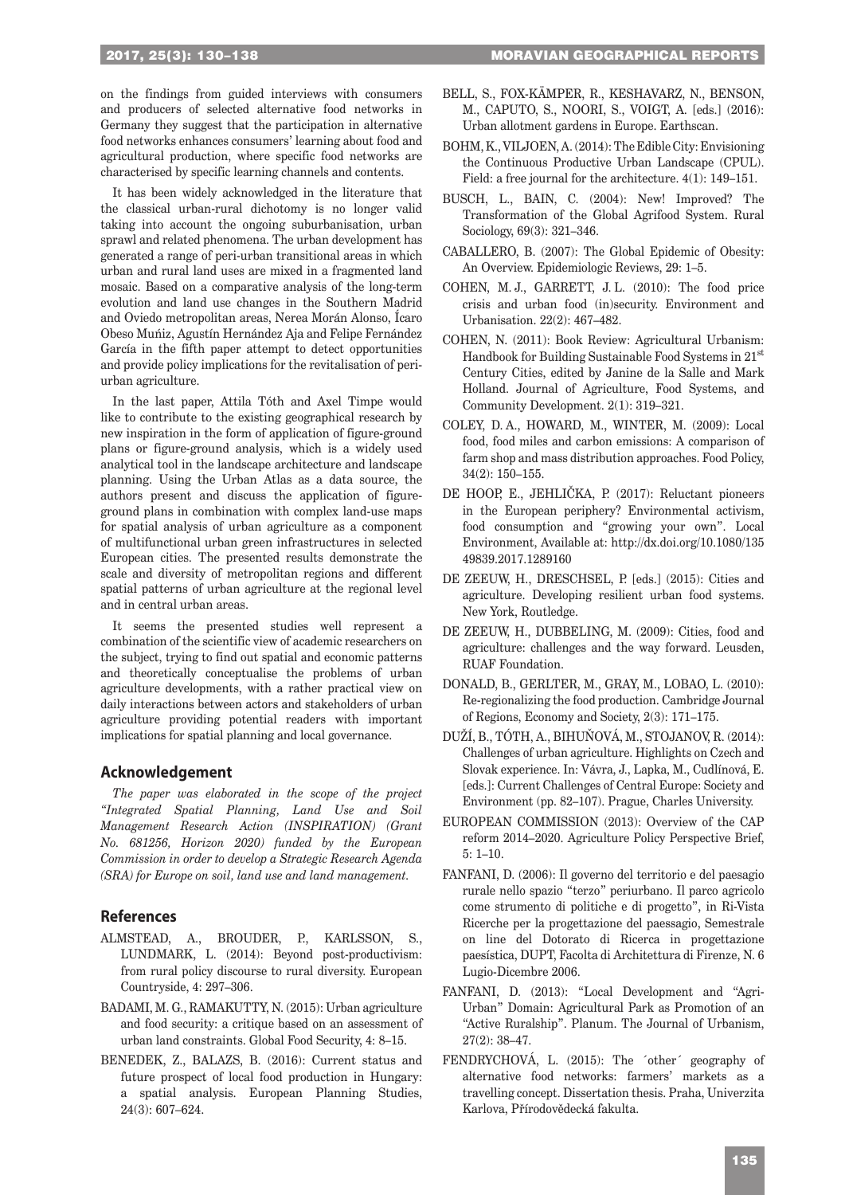on the findings from guided interviews with consumers and producers of selected alternative food networks in Germany they suggest that the participation in alternative food networks enhances consumers' learning about food and agricultural production, where specific food networks are characterised by specific learning channels and contents.

It has been widely acknowledged in the literature that the classical urban-rural dichotomy is no longer valid taking into account the ongoing suburbanisation, urban sprawl and related phenomena. The urban development has generated a range of peri-urban transitional areas in which urban and rural land uses are mixed in a fragmented land mosaic. Based on a comparative analysis of the long-term evolution and land use changes in the Southern Madrid and Oviedo metropolitan areas, Nerea Morán Alonso, Ícaro Obeso Muñiz, Agustín Hernández Aja and Felipe Fernández García in the fifth paper attempt to detect opportunities and provide policy implications for the revitalisation of peri-urban agriculture.

In the last paper, Attila Tóth and Axel Timpe would like to contribute to the existing geographical research by new inspiration in the form of application of figure-ground plans or figure-ground analysis, which is a widely used analytical tool in the landscape architecture and landscape planning. Using the Urban Atlas as a data source, the authors present and discuss the application of figure-ground plans in combination with complex land-use maps for spatial analysis of urban agriculture as a component of multifunctional urban green infrastructures in selected European cities. The presented results demonstrate the scale and diversity of metropolitan regions and different spatial patterns of urban agriculture at the regional level and in central urban areas.

It seems the presented studies well represent a combination of the scientific view of academic researchers on the subject, trying to find out spatial and economic patterns and theoretically conceptualise the problems of urban agriculture developments, with a rather practical view on daily interactions between actors and stakeholders of urban agriculture providing potential readers with important implications for spatial planning and local governance.

## Acknowledgement

*The paper was elaborated in the scope of the project "Integrated Spatial Planning, Land Use and Soil Management Research Action (INSPIRATION) (Grant No. 681256, Horizon 2020) funded by the European Commission in order to develop a Strategic Research Agenda (SRA) for Europe on soil, land use and land management.*

## References

ALMSTEAD, A., BROUDER, P., KARLSSON, S., LUNDMARK, L. (2014): Beyond post-productivism: from rural policy discourse to rural diversity. European Countryside, 4: 297–306.

BADAMI, M. G., RAMAKUTTY, N. (2015): Urban agriculture and food security: a critique based on an assessment of urban land constraints. Global Food Security, 4: 8–15.

BENEDEK, Z., BALAZS, B. (2016): Current status and future prospect of local food production in Hungary: a spatial analysis. European Planning Studies, 24(3): 607–624.

BELL, S., FOX-KÄMPER, R., KESHAVARZ, N., BENSON, M., CAPUTO, S., NOORI, S., VOIGT, A. [eds.] (2016): Urban allotment gardens in Europe. Earthscan.

BOHM, K., VILJOEN, A. (2014): The Edible City: Envisioning the Continuous Productive Urban Landscape (CPUL). Field: a free journal for the architecture. 4(1): 149–151.

BUSCH, L., BAIN, C. (2004): New! Improved? The Transformation of the Global Agrifood System. Rural Sociology, 69(3): 321–346.

CABALLERO, B. (2007): The Global Epidemic of Obesity: An Overview. Epidemiologic Reviews, 29: 1–5.

COHEN, M. J., GARRETT, J. L. (2010): The food price crisis and urban food (in)security. Environment and Urbanisation. 22(2): 467–482.

COHEN, N. (2011): Book Review: Agricultural Urbanism: Handbook for Building Sustainable Food Systems in 21st Century Cities, edited by Janine de la Salle and Mark Holland. Journal of Agriculture, Food Systems, and Community Development. 2(1): 319–321.

COLEY, D. A., HOWARD, M., WINTER, M. (2009): Local food, food miles and carbon emissions: A comparison of farm shop and mass distribution approaches. Food Policy, 34(2): 150–155.

DE HOOP, E., JEHLIČKA, P. (2017): Reluctant pioneers in the European periphery? Environmental activism, food consumption and "growing your own". Local Environment, Available at: http://dx.doi.org/10.1080/13549839.2017.1289160

DE ZEEUW, H., DRESCHSEL, P. [eds.] (2015): Cities and agriculture. Developing resilient urban food systems. New York, Routledge.

DE ZEEUW, H., DUBBELING, M. (2009): Cities, food and agriculture: challenges and the way forward. Leusden, RUAF Foundation.

DONALD, B., GERLTER, M., GRAY, M., LOBAO, L. (2010): Re-regionalizing the food production. Cambridge Journal of Regions, Economy and Society, 2(3): 171–175.

DUŽÍ, B., TÓTH, A., BIHUŇOVÁ, M., STOJANOV, R. (2014): Challenges of urban agriculture. Highlights on Czech and Slovak experience. In: Vávra, J., Lapka, M., Cudlínová, E. [eds.]: Current Challenges of Central Europe: Society and Environment (pp. 82–107). Prague, Charles University.

EUROPEAN COMMISSION (2013): Overview of the CAP reform 2014–2020. Agriculture Policy Perspective Brief, 5: 1–10.

FANFANI, D. (2006): Il governo del territorio e del paesagio rurale nello spazio "terzo" periurbano. Il parco agricolo come strumento di politiche e di progetto", in Ri-Vista Ricerche per la progettazione del paessagio, Semestrale on line del Dotorato di Ricerca in progettazione paesística, DUPT, Facolta di Architettura di Firenze, N. 6 Lugio-Dicembre 2006.

FANFANI, D. (2013): "Local Development and "Agri-Urban" Domain: Agricultural Park as Promotion of an "Active Ruralship". Planum. The Journal of Urbanism, 27(2): 38–47.

FENDRYCHOVÁ, L. (2015): The ´other´ geography of alternative food networks: farmers' markets as a travelling concept. Dissertation thesis. Praha, Univerzita Karlova, Přírodovědecká fakulta.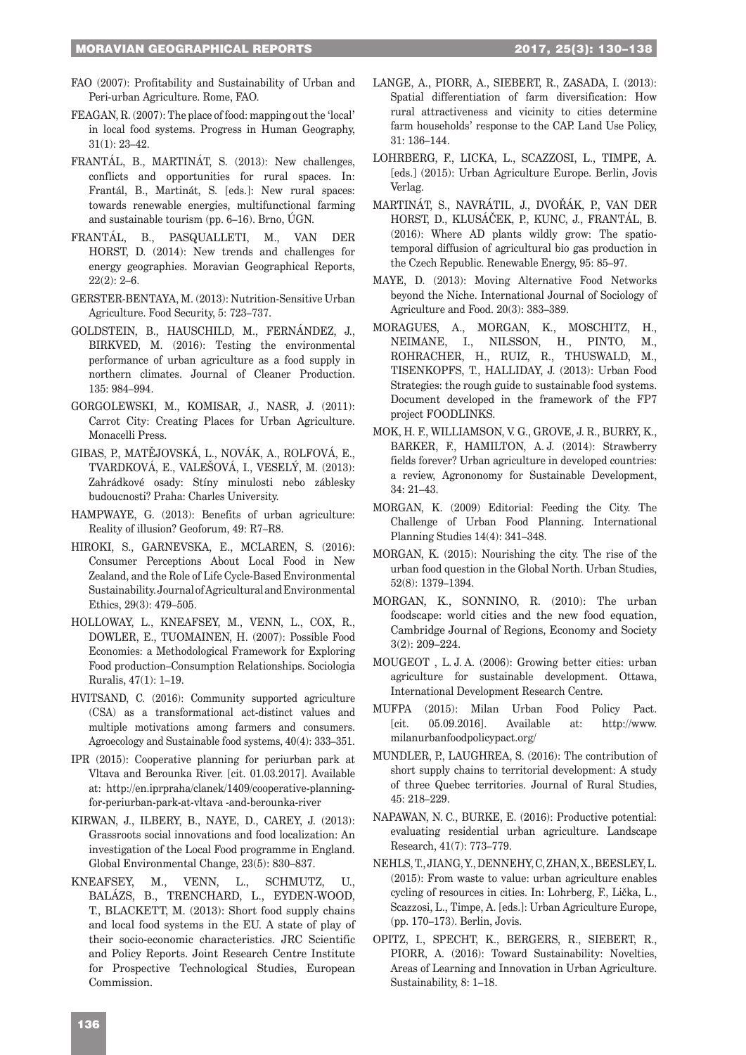FAO (2007): Profitability and Sustainability of Urban and Peri-urban Agriculture. Rome, FAO.

FEAGAN, R. (2007): The place of food: mapping out the 'local' in local food systems. Progress in Human Geography, 31(1): 23–42.

FRANTÁL, B., MARTINÁT, S. (2013): New challenges, conflicts and opportunities for rural spaces. In: Frantál, B., Martinát, S. [eds.]: New rural spaces: towards renewable energies, multifunctional farming and sustainable tourism (pp. 6–16). Brno, ÚGN.

FRANTÁL, B., PASQUALLETI, M., VAN DER HORST, D. (2014): New trends and challenges for energy geographies. Moravian Geographical Reports, 22(2): 2–6.

GERSTER-BENTAYA, M. (2013): Nutrition-Sensitive Urban Agriculture. Food Security, 5: 723–737.

GOLDSTEIN, B., HAUSCHILD, M., FERNÁNDEZ, J., BIRKVED, M. (2016): Testing the environmental performance of urban agriculture as a food supply in northern climates. Journal of Cleaner Production. 135: 984–994.

GORGOLEWSKI, M., KOMISAR, J., NASR, J. (2011): Carrot City: Creating Places for Urban Agriculture. Monacelli Press.

GIBAS, P., MATĚJOVSKÁ, L., NOVÁK, A., ROLFOVÁ, E., TVARDKOVÁ, E., VALEŠOVÁ, I., VESELÝ, M. (2013): Zahrádkové osady: Stíny minulosti nebo záblesky budoucnosti? Praha: Charles University.

HAMPWAYE, G. (2013): Benefits of urban agriculture: Reality of illusion? Geoforum, 49: R7–R8.

HIROKI, S., GARNEVSKA, E., MCLAREN, S. (2016): Consumer Perceptions About Local Food in New Zealand, and the Role of Life Cycle-Based Environmental Sustainability. Journal of Agricultural and Environmental Ethics, 29(3): 479–505.

HOLLOWAY, L., KNEAFSEY, M., VENN, L., COX, R., DOWLER, E., TUOMAINEN, H. (2007): Possible Food Economies: a Methodological Framework for Exploring Food production–Consumption Relationships. Sociologia Ruralis, 47(1): 1–19.

HVITSAND, C. (2016): Community supported agriculture (CSA) as a transformational act-distinct values and multiple motivations among farmers and consumers. Agroecology and Sustainable food systems, 40(4): 333–351.

IPR (2015): Cooperative planning for periurban park at Vltava and Berounka River. [cit. 01.03.2017]. Available at: http://en.iprpraha/clanek/1409/cooperative-planning-for-periurban-park-at-vltava -and-berounka-river

KIRWAN, J., ILBERY, B., NAYE, D., CAREY, J. (2013): Grassroots social innovations and food localization: An investigation of the Local Food programme in England. Global Environmental Change, 23(5): 830–837.

KNEAFSEY, M., VENN, L., SCHMUTZ, U., BALÁZS, B., TRENCHARD, L., EYDEN-WOOD, T., BLACKETT, M. (2013): Short food supply chains and local food systems in the EU. A state of play of their socio-economic characteristics. JRC Scientific and Policy Reports. Joint Research Centre Institute for Prospective Technological Studies, European Commission.

LANGE, A., PIORR, A., SIEBERT, R., ZASADA, I. (2013): Spatial differentiation of farm diversification: How rural attractiveness and vicinity to cities determine farm households' response to the CAP. Land Use Policy, 31: 136–144.

LOHRBERG, F., LICKA, L., SCAZZOSI, L., TIMPE, A. [eds.] (2015): Urban Agriculture Europe. Berlin, Jovis Verlag.

MARTINÁT, S., NAVRÁTIL, J., DVOŘÁK, P., VAN DER HORST, D., KLUSÁČEK, P., KUNC, J., FRANTÁL, B. (2016): Where AD plants wildly grow: The spatio-temporal diffusion of agricultural bio gas production in the Czech Republic. Renewable Energy, 95: 85–97.

MAYE, D. (2013): Moving Alternative Food Networks beyond the Niche. International Journal of Sociology of Agriculture and Food. 20(3): 383–389.

MORAGUES, A., MORGAN, K., MOSCHITZ, H., NEIMANE, I., NILSSON, H., PINTO, M., ROHRACHER, H., RUIZ, R., THUSWALD, M., TISENKOPFS, T., HALLIDAY, J. (2013): Urban Food Strategies: the rough guide to sustainable food systems. Document developed in the framework of the FP7 project FOODLINKS.

MOK, H. F., WILLIAMSON, V. G., GROVE, J. R., BURRY, K., BARKER, F., HAMILTON, A. J. (2014): Strawberry fields forever? Urban agriculture in developed countries: a review, Agrononomy for Sustainable Development, 34: 21–43.

MORGAN, K. (2009) Editorial: Feeding the City. The Challenge of Urban Food Planning. International Planning Studies 14(4): 341–348.

MORGAN, K. (2015): Nourishing the city. The rise of the urban food question in the Global North. Urban Studies, 52(8): 1379–1394.

MORGAN, K., SONNINO, R. (2010): The urban foodscape: world cities and the new food equation, Cambridge Journal of Regions, Economy and Society 3(2): 209–224.

MOUGEOT , L. J. A. (2006): Growing better cities: urban agriculture for sustainable development. Ottawa, International Development Research Centre.

MUFPA (2015): Milan Urban Food Policy Pact. [cit. 05.09.2016]. Available at: http://www.milanurbanfoodpolicypact.org/

MUNDLER, P., LAUGHREA, S. (2016): The contribution of short supply chains to territorial development: A study of three Quebec territories. Journal of Rural Studies, 45: 218–229.

NAPAWAN, N. C., BURKE, E. (2016): Productive potential: evaluating residential urban agriculture. Landscape Research, 41(7): 773–779.

NEHLS, T., JIANG, Y., DENNEHY, C, ZHAN, X., BEESLEY, L. (2015): From waste to value: urban agriculture enables cycling of resources in cities. In: Lohrberg, F., Lička, L., Scazzosi, L., Timpe, A. [eds.]: Urban Agriculture Europe, (pp. 170–173). Berlin, Jovis.

OPITZ, I., SPECHT, K., BERGERS, R., SIEBERT, R., PIORR, A. (2016): Toward Sustainability: Novelties, Areas of Learning and Innovation in Urban Agriculture. Sustainability, 8: 1–18.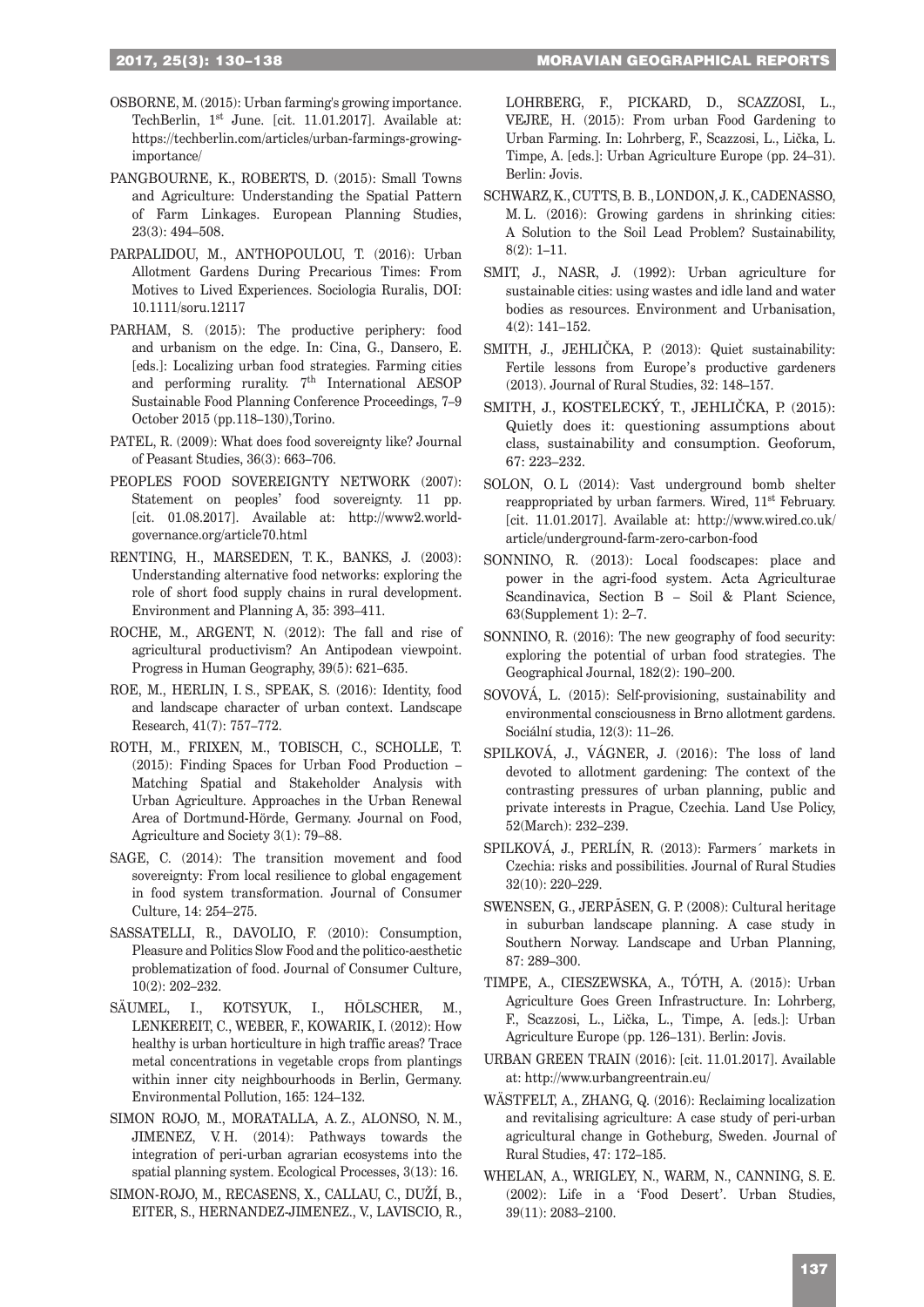OSBORNE, M. (2015): Urban farming's growing importance. TechBerlin, 1st June. [cit. 11.01.2017]. Available at: https://techberlin.com/articles/urban-farmings-growing-importance/

PANGBOURNE, K., ROBERTS, D. (2015): Small Towns and Agriculture: Understanding the Spatial Pattern of Farm Linkages. European Planning Studies, 23(3): 494–508.

PARPALIDOU, M., ANTHOPOULOU, T. (2016): Urban Allotment Gardens During Precarious Times: From Motives to Lived Experiences. Sociologia Ruralis, DOI: 10.1111/soru.12117

PARHAM, S. (2015): The productive periphery: food and urbanism on the edge. In: Cina, G., Dansero, E. [eds.]: Localizing urban food strategies. Farming cities and performing rurality. 7th International AESOP Sustainable Food Planning Conference Proceedings, 7–9 October 2015 (pp.118–130),Torino.

PATEL, R. (2009): What does food sovereignty like? Journal of Peasant Studies, 36(3): 663–706.

PEOPLES FOOD SOVEREIGNTY NETWORK (2007): Statement on peoples' food sovereignty. 11 pp. [cit. 01.08.2017]. Available at: http://www2.world-governance.org/article70.html

RENTING, H., MARSEDEN, T. K., BANKS, J. (2003): Understanding alternative food networks: exploring the role of short food supply chains in rural development. Environment and Planning A, 35: 393–411.

ROCHE, M., ARGENT, N. (2012): The fall and rise of agricultural productivism? An Antipodean viewpoint. Progress in Human Geography, 39(5): 621–635.

ROE, M., HERLIN, I. S., SPEAK, S. (2016): Identity, food and landscape character of urban context. Landscape Research, 41(7): 757–772.

ROTH, M., FRIXEN, M., TOBISCH, C., SCHOLLE, T. (2015): Finding Spaces for Urban Food Production – Matching Spatial and Stakeholder Analysis with Urban Agriculture. Approaches in the Urban Renewal Area of Dortmund-Hörde, Germany. Journal on Food, Agriculture and Society 3(1): 79–88.

SAGE, C. (2014): The transition movement and food sovereignty: From local resilience to global engagement in food system transformation. Journal of Consumer Culture, 14: 254–275.

SASSATELLI, R., DAVOLIO, F. (2010): Consumption, Pleasure and Politics Slow Food and the politico-aesthetic problematization of food. Journal of Consumer Culture, 10(2): 202–232.

SÄUMEL, I., KOTSYUK, I., HÖLSCHER, M., LENKEREIT, C., WEBER, F., KOWARIK, I. (2012): How healthy is urban horticulture in high traffic areas? Trace metal concentrations in vegetable crops from plantings within inner city neighbourhoods in Berlin, Germany. Environmental Pollution, 165: 124–132.

SIMON ROJO, M., MORATALLA, A. Z., ALONSO, N. M., JIMENEZ, V. H. (2014): Pathways towards the integration of peri-urban agrarian ecosystems into the spatial planning system. Ecological Processes, 3(13): 16.

SIMON-ROJO, M., RECASENS, X., CALLAU, C., DUŽÍ, B., EITER, S., HERNANDEZ-JIMENEZ., V., LAVISCIO, R., LOHRBERG, F., PICKARD, D., SCAZZOSI, L., VEJRE, H. (2015): From urban Food Gardening to Urban Farming. In: Lohrberg, F., Scazzosi, L., Lička, L. Timpe, A. [eds.]: Urban Agriculture Europe (pp. 24–31). Berlin: Jovis.

SCHWARZ, K., CUTTS, B. B., LONDON, J. K., CADENASSO, M. L. (2016): Growing gardens in shrinking cities: A Solution to the Soil Lead Problem? Sustainability, 8(2): 1–11.

SMIT, J., NASR, J. (1992): Urban agriculture for sustainable cities: using wastes and idle land and water bodies as resources. Environment and Urbanisation, 4(2): 141–152.

SMITH, J., JEHLIČKA, P. (2013): Quiet sustainability: Fertile lessons from Europe's productive gardeners (2013). Journal of Rural Studies, 32: 148–157.

SMITH, J., KOSTELECKÝ, T., JEHLIČKA, P. (2015): Quietly does it: questioning assumptions about class, sustainability and consumption. Geoforum, 67: 223–232.

SOLON, O. L (2014): Vast underground bomb shelter reappropriated by urban farmers. Wired, 11st February. [cit. 11.01.2017]. Available at: http://www.wired.co.uk/article/underground-farm-zero-carbon-food

SONNINO, R. (2013): Local foodscapes: place and power in the agri-food system. Acta Agriculturae Scandinavica, Section B – Soil & Plant Science, 63(Supplement 1): 2–7.

SONNINO, R. (2016): The new geography of food security: exploring the potential of urban food strategies. The Geographical Journal, 182(2): 190–200.

SOVOVÁ, L. (2015): Self-provisioning, sustainability and environmental consciousness in Brno allotment gardens. Sociální studia, 12(3): 11–26.

SPILKOVÁ, J., VÁGNER, J. (2016): The loss of land devoted to allotment gardening: The context of the contrasting pressures of urban planning, public and private interests in Prague, Czechia. Land Use Policy, 52(March): 232–239.

SPILKOVÁ, J., PERLÍN, R. (2013): Farmers´ markets in Czechia: risks and possibilities. Journal of Rural Studies 32(10): 220–229.

SWENSEN, G., JERPÅSEN, G. P. (2008): Cultural heritage in suburban landscape planning. A case study in Southern Norway. Landscape and Urban Planning, 87: 289–300.

TIMPE, A., CIESZEWSKA, A., TÓTH, A. (2015): Urban Agriculture Goes Green Infrastructure. In: Lohrberg, F., Scazzosi, L., Lička, L., Timpe, A. [eds.]: Urban Agriculture Europe (pp. 126–131). Berlin: Jovis.

URBAN GREEN TRAIN (2016): [cit. 11.01.2017]. Available at: http://www.urbangreentrain.eu/

WÄSTFELT, A., ZHANG, Q. (2016): Reclaiming localization and revitalising agriculture: A case study of peri-urban agricultural change in Gotheburg, Sweden. Journal of Rural Studies, 47: 172–185.

WHELAN, A., WRIGLEY, N., WARM, N., CANNING, S. E. (2002): Life in a 'Food Desert'. Urban Studies, 39(11): 2083–2100.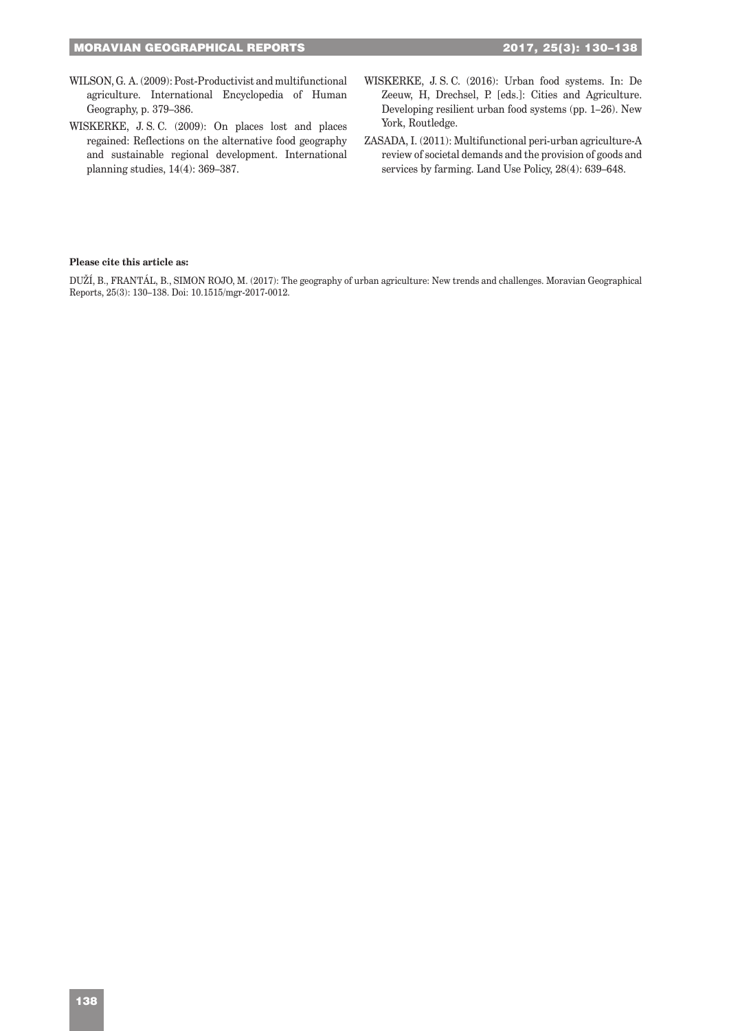WILSON, G. A. (2009): Post-Productivist and multifunctional agriculture. International Encyclopedia of Human Geography, p. 379–386.

WISKERKE, J. S. C. (2009): On places lost and places regained: Reflections on the alternative food geography and sustainable regional development. International planning studies, 14(4): 369–387.

WISKERKE, J. S. C. (2016): Urban food systems. In: De Zeeuw, H, Drechsel, P. [eds.]: Cities and Agriculture. Developing resilient urban food systems (pp. 1–26). New York, Routledge.

ZASADA, I. (2011): Multifunctional peri-urban agriculture-A review of societal demands and the provision of goods and services by farming. Land Use Policy, 28(4): 639–648.

**Please cite this article as:**

DUŽÍ, B., FRANTÁL, B., SIMON ROJO, M. (2017): The geography of urban agriculture: New trends and challenges. Moravian Geographical Reports, 25(3): 130–138. Doi: 10.1515/mgr-2017-0012.